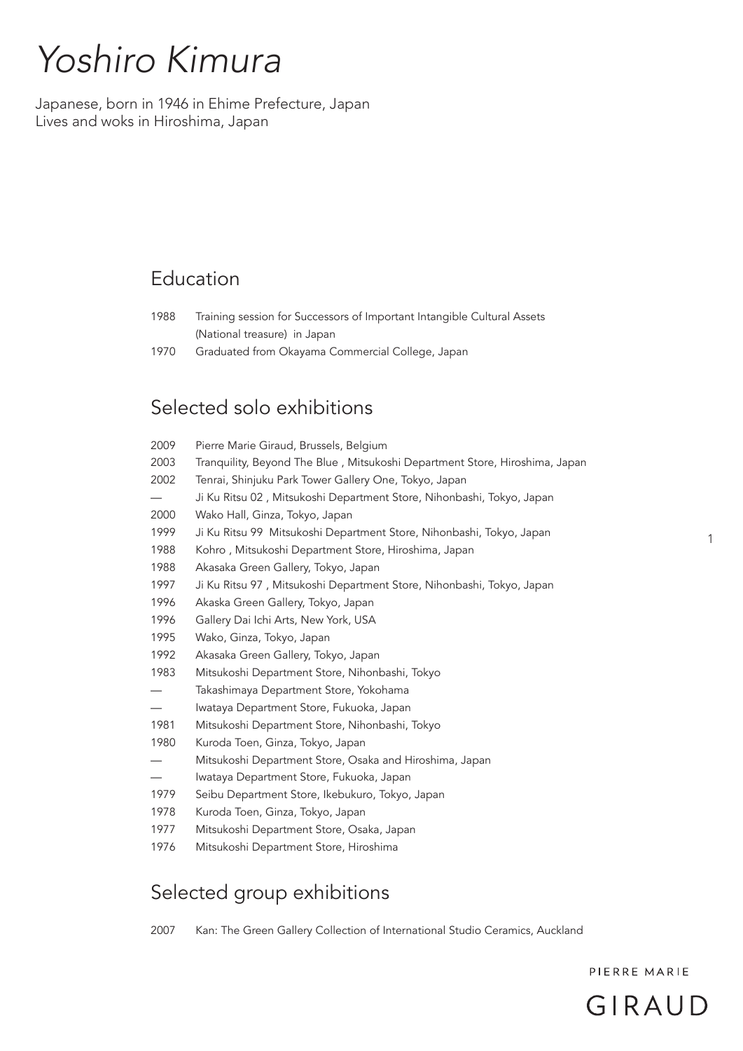# *Yoshiro Kimura*

Japanese, born in 1946 in Ehime Prefecture, Japan
Lives and woks in Hiroshima, Japan

## Education

1988 Training session for Successors of Important Intangible Cultural Assets (National treasure) in Japan
1970 Graduated from Okayama Commercial College, Japan

## Selected solo exhibitions

2009 Pierre Marie Giraud, Brussels, Belgium
2003 Tranquility, Beyond The Blue , Mitsukoshi Department Store, Hiroshima, Japan
2002 Tenrai, Shinjuku Park Tower Gallery One, Tokyo, Japan
— Ji Ku Ritsu 02 , Mitsukoshi Department Store, Nihonbashi, Tokyo, Japan
2000 Wako Hall, Ginza, Tokyo, Japan
1999 Ji Ku Ritsu 99 Mitsukoshi Department Store, Nihonbashi, Tokyo, Japan
1988 Kohro , Mitsukoshi Department Store, Hiroshima, Japan
1988 Akasaka Green Gallery, Tokyo, Japan
1997 Ji Ku Ritsu 97 , Mitsukoshi Department Store, Nihonbashi, Tokyo, Japan
1996 Akaska Green Gallery, Tokyo, Japan
1996 Gallery Dai Ichi Arts, New York, USA
1995 Wako, Ginza, Tokyo, Japan
1992 Akasaka Green Gallery, Tokyo, Japan
1983 Mitsukoshi Department Store, Nihonbashi, Tokyo
— Takashimaya Department Store, Yokohama
— Iwataya Department Store, Fukuoka, Japan
1981 Mitsukoshi Department Store, Nihonbashi, Tokyo
1980 Kuroda Toen, Ginza, Tokyo, Japan
— Mitsukoshi Department Store, Osaka and Hiroshima, Japan
— Iwataya Department Store, Fukuoka, Japan
1979 Seibu Department Store, Ikebukuro, Tokyo, Japan
1978 Kuroda Toen, Ginza, Tokyo, Japan
1977 Mitsukoshi Department Store, Osaka, Japan
1976 Mitsukoshi Department Store, Hiroshima

## Selected group exhibitions

2007 Kan: The Green Gallery Collection of International Studio Ceramics, Auckland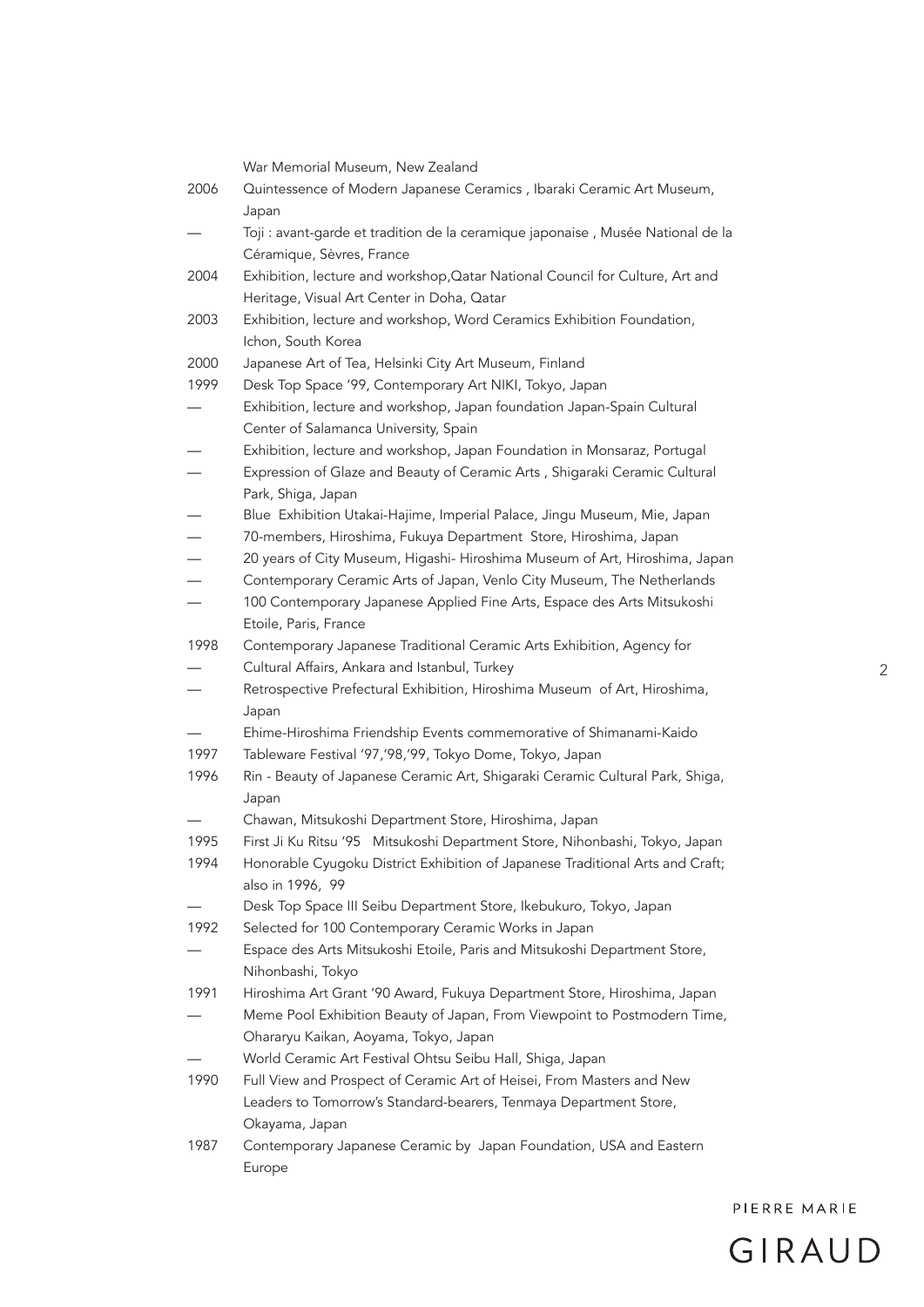War Memorial Museum, New Zealand

2006 Quintessence of Modern Japanese Ceramics , Ibaraki Ceramic Art Museum, Japan

— Toji : avant-garde et tradition de la ceramique japonaise , Musée National de la Céramique, Sèvres, France

2004 Exhibition, lecture and workshop,Qatar National Council for Culture, Art and Heritage, Visual Art Center in Doha, Qatar

2003 Exhibition, lecture and workshop, Word Ceramics Exhibition Foundation, Ichon, South Korea

2000 Japanese Art of Tea, Helsinki City Art Museum, Finland

1999 Desk Top Space '99, Contemporary Art NIKI, Tokyo, Japan

— Exhibition, lecture and workshop, Japan foundation Japan-Spain Cultural Center of Salamanca University, Spain

— Exhibition, lecture and workshop, Japan Foundation in Monsaraz, Portugal

— Expression of Glaze and Beauty of Ceramic Arts , Shigaraki Ceramic Cultural Park, Shiga, Japan

— Blue Exhibition Utakai-Hajime, Imperial Palace, Jingu Museum, Mie, Japan

— 70-members, Hiroshima, Fukuya Department Store, Hiroshima, Japan

— 20 years of City Museum, Higashi- Hiroshima Museum of Art, Hiroshima, Japan

— Contemporary Ceramic Arts of Japan, Venlo City Museum, The Netherlands

— 100 Contemporary Japanese Applied Fine Arts, Espace des Arts Mitsukoshi Etoile, Paris, France

1998 Contemporary Japanese Traditional Ceramic Arts Exhibition, Agency for

— Cultural Affairs, Ankara and Istanbul, Turkey

— Retrospective Prefectural Exhibition, Hiroshima Museum of Art, Hiroshima, Japan

— Ehime-Hiroshima Friendship Events commemorative of Shimanami-Kaido

1997 Tableware Festival '97,'98,'99, Tokyo Dome, Tokyo, Japan

1996 Rin - Beauty of Japanese Ceramic Art, Shigaraki Ceramic Cultural Park, Shiga, Japan

— Chawan, Mitsukoshi Department Store, Hiroshima, Japan

1995 First Ji Ku Ritsu '95 Mitsukoshi Department Store, Nihonbashi, Tokyo, Japan

1994 Honorable Cyugoku District Exhibition of Japanese Traditional Arts and Craft; also in 1996, 99

— Desk Top Space III Seibu Department Store, Ikebukuro, Tokyo, Japan

1992 Selected for 100 Contemporary Ceramic Works in Japan

— Espace des Arts Mitsukoshi Etoile, Paris and Mitsukoshi Department Store, Nihonbashi, Tokyo

1991 Hiroshima Art Grant '90 Award, Fukuya Department Store, Hiroshima, Japan

— Meme Pool Exhibition Beauty of Japan, From Viewpoint to Postmodern Time, Ohararyu Kaikan, Aoyama, Tokyo, Japan

— World Ceramic Art Festival Ohtsu Seibu Hall, Shiga, Japan

1990 Full View and Prospect of Ceramic Art of Heisei, From Masters and New Leaders to Tomorrow's Standard-bearers, Tenmaya Department Store, Okayama, Japan

1987 Contemporary Japanese Ceramic by Japan Foundation, USA and Eastern Europe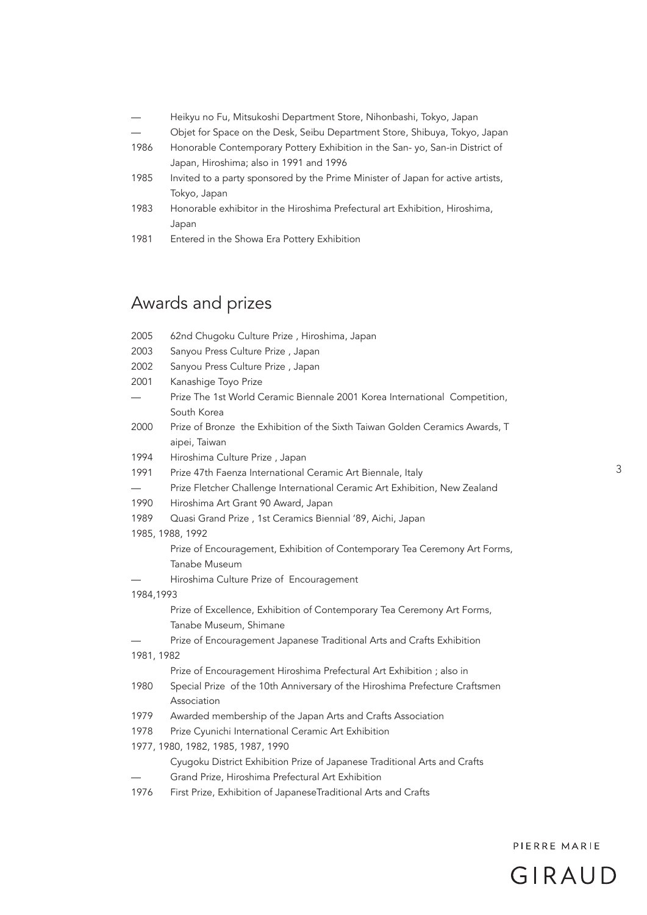— Heikyu no Fu, Mitsukoshi Department Store, Nihonbashi, Tokyo, Japan
— Objet for Space on the Desk, Seibu Department Store, Shibuya, Tokyo, Japan
1986 Honorable Contemporary Pottery Exhibition in the San- yo, San-in District of Japan, Hiroshima; also in 1991 and 1996
1985 Invited to a party sponsored by the Prime Minister of Japan for active artists, Tokyo, Japan
1983 Honorable exhibitor in the Hiroshima Prefectural art Exhibition, Hiroshima, Japan
1981 Entered in the Showa Era Pottery Exhibition

## Awards and prizes

2005 62nd Chugoku Culture Prize , Hiroshima, Japan
2003 Sanyou Press Culture Prize , Japan
2002 Sanyou Press Culture Prize , Japan
2001 Kanashige Toyo Prize
— Prize The 1st World Ceramic Biennale 2001 Korea International Competition, South Korea
2000 Prize of Bronze the Exhibition of the Sixth Taiwan Golden Ceramics Awards, T aipei, Taiwan
1994 Hiroshima Culture Prize , Japan
1991 Prize 47th Faenza International Ceramic Art Biennale, Italy
— Prize Fletcher Challenge International Ceramic Art Exhibition, New Zealand
1990 Hiroshima Art Grant 90 Award, Japan
1989 Quasi Grand Prize , 1st Ceramics Biennial '89, Aichi, Japan
1985, 1988, 1992
Prize of Encouragement, Exhibition of Contemporary Tea Ceremony Art Forms, Tanabe Museum
— Hiroshima Culture Prize of Encouragement
1984,1993
Prize of Excellence, Exhibition of Contemporary Tea Ceremony Art Forms, Tanabe Museum, Shimane
— Prize of Encouragement Japanese Traditional Arts and Crafts Exhibition
1981, 1982
Prize of Encouragement Hiroshima Prefectural Art Exhibition ; also in
1980 Special Prize of the 10th Anniversary of the Hiroshima Prefecture Craftsmen Association
1979 Awarded membership of the Japan Arts and Crafts Association
1978 Prize Cyunichi International Ceramic Art Exhibition
1977, 1980, 1982, 1985, 1987, 1990
Cyugoku District Exhibition Prize of Japanese Traditional Arts and Crafts
— Grand Prize, Hiroshima Prefectural Art Exhibition
1976 First Prize, Exhibition of JapaneseTraditional Arts and Crafts

PIERRE MARIE
GIRAUD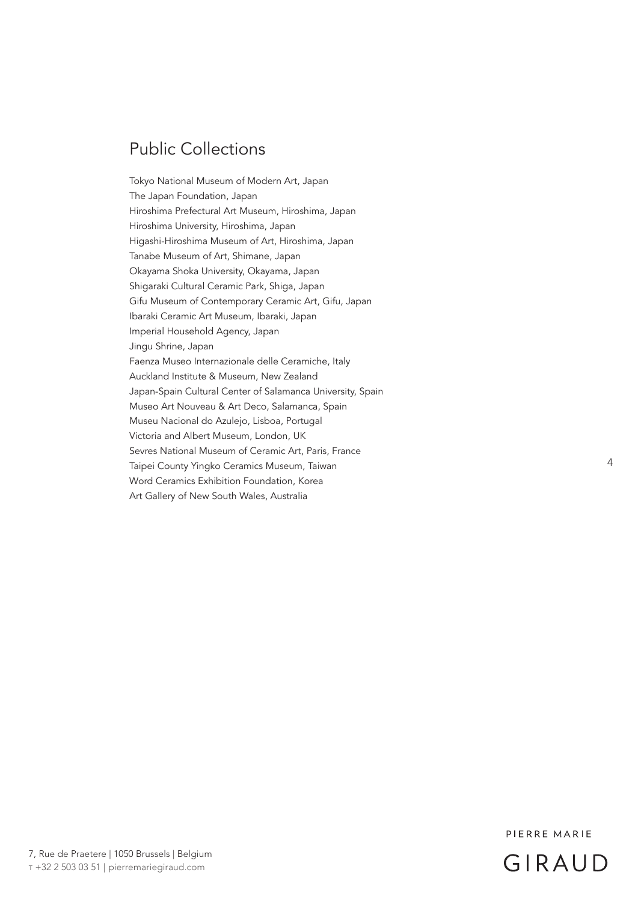## Public Collections

Tokyo National Museum of Modern Art, Japan
The Japan Foundation, Japan
Hiroshima Prefectural Art Museum, Hiroshima, Japan
Hiroshima University, Hiroshima, Japan
Higashi-Hiroshima Museum of Art, Hiroshima, Japan
Tanabe Museum of Art, Shimane, Japan
Okayama Shoka University, Okayama, Japan
Shigaraki Cultural Ceramic Park, Shiga, Japan
Gifu Museum of Contemporary Ceramic Art, Gifu, Japan
Ibaraki Ceramic Art Museum, Ibaraki, Japan
Imperial Household Agency, Japan
Jingu Shrine, Japan
Faenza Museo Internazionale delle Ceramiche, Italy
Auckland Institute & Museum, New Zealand
Japan-Spain Cultural Center of Salamanca University, Spain
Museo Art Nouveau & Art Deco, Salamanca, Spain
Museu Nacional do Azulejo, Lisboa, Portugal
Victoria and Albert Museum, London, UK
Sevres National Museum of Ceramic Art, Paris, France
Taipei County Yingko Ceramics Museum, Taiwan
Word Ceramics Exhibition Foundation, Korea
Art Gallery of New South Wales, Australia

7, Rue de Praetere | 1050 Brussels | Belgium
T +32 2 503 03 51 | pierremariegiraud.com

PIERRE MARIE
GIRAUD